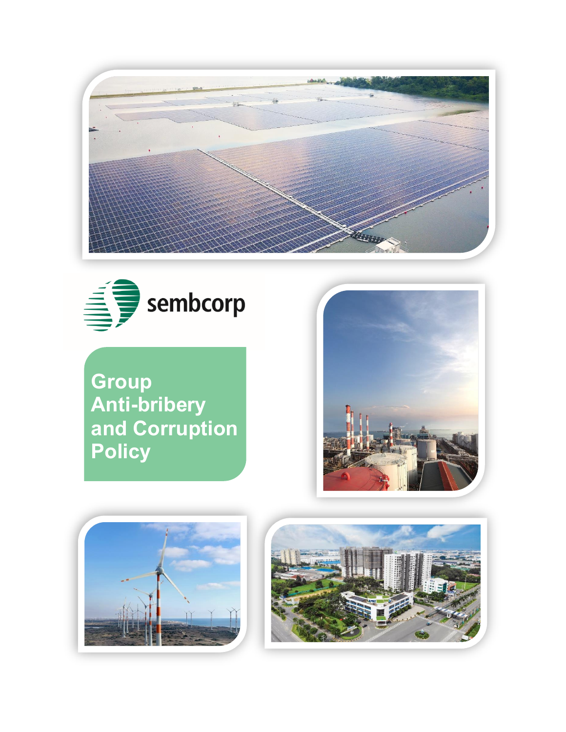sembcorp

# Group Anti-bribery and Corruption Policy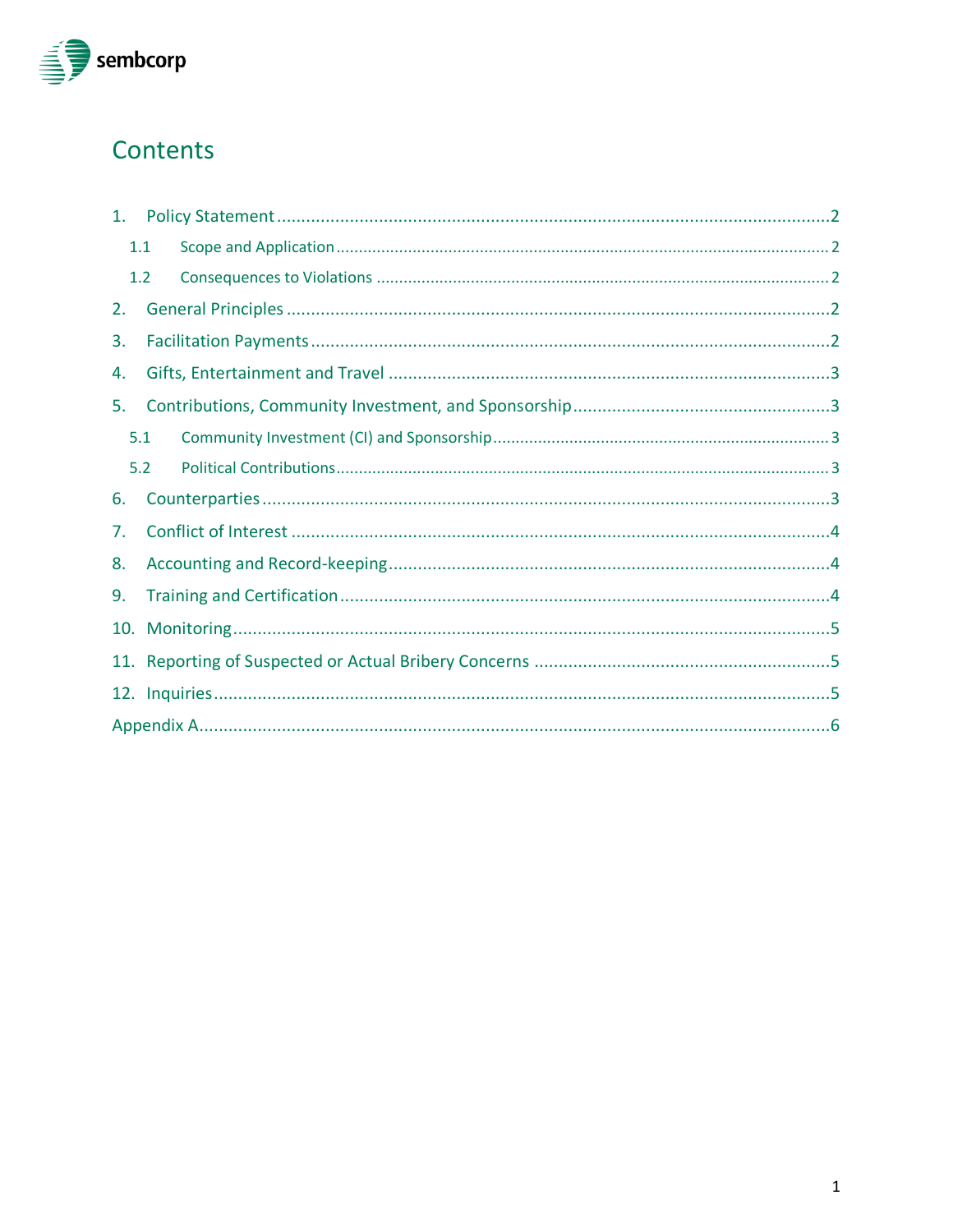# Contents

1. Policy Statement ........................................................................................................2
   - 1.1 Scope and Application ........................................................................................2
   - 1.2 Consequences to Violations ..................................................................................2
2. General Principles ........................................................................................................2
3. Facilitation Payments ........................................................................................................2
4. Gifts, Entertainment and Travel ........................................................................................3
5. Contributions, Community Investment, and Sponsorship ........................................................3
   - 5.1 Community Investment (CI) and Sponsorship ........................................................3
   - 5.2 Political Contributions ........................................................................................3
6. Counterparties ........................................................................................................3
7. Conflict of Interest ........................................................................................................4
8. Accounting and Record-keeping ........................................................................................4
9. Training and Certification ........................................................................................4
10. Monitoring ........................................................................................................5
11. Reporting of Suspected or Actual Bribery Concerns ........................................................5
12. Inquiries ........................................................................................................5

Appendix A........................................................................................................6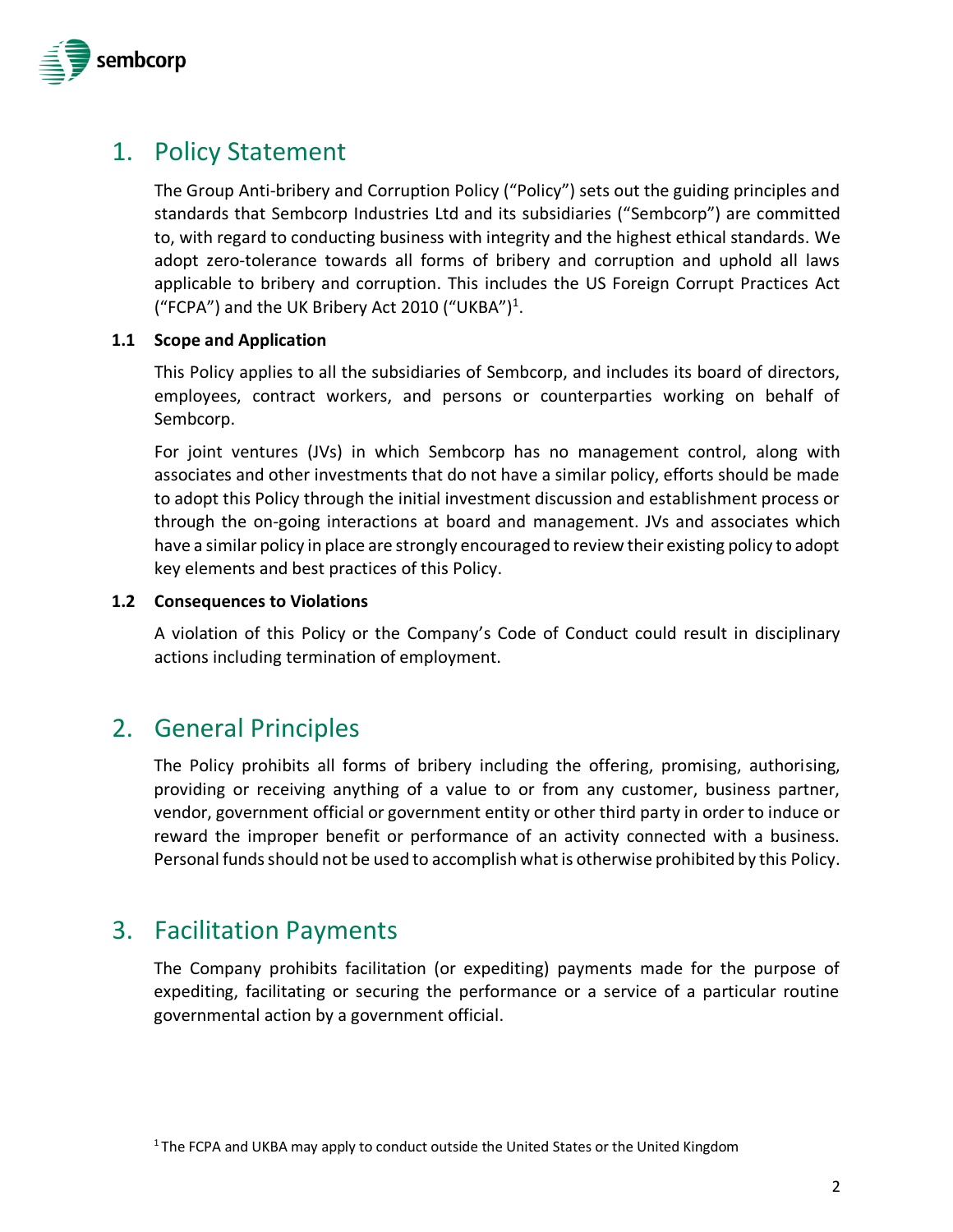# 1. Policy Statement

The Group Anti-bribery and Corruption Policy ("Policy") sets out the guiding principles and standards that Sembcorp Industries Ltd and its subsidiaries ("Sembcorp") are committed to, with regard to conducting business with integrity and the highest ethical standards. We adopt zero-tolerance towards all forms of bribery and corruption and uphold all laws applicable to bribery and corruption. This includes the US Foreign Corrupt Practices Act ("FCPA") and the UK Bribery Act 2010 ("UKBA")[1].

### 1.1 Scope and Application

This Policy applies to all the subsidiaries of Sembcorp, and includes its board of directors, employees, contract workers, and persons or counterparties working on behalf of Sembcorp.

For joint ventures (JVs) in which Sembcorp has no management control, along with associates and other investments that do not have a similar policy, efforts should be made to adopt this Policy through the initial investment discussion and establishment process or through the on-going interactions at board and management. JVs and associates which have a similar policy in place are strongly encouraged to review their existing policy to adopt key elements and best practices of this Policy.

### 1.2 Consequences to Violations

A violation of this Policy or the Company's Code of Conduct could result in disciplinary actions including termination of employment.

# 2. General Principles

The Policy prohibits all forms of bribery including the offering, promising, authorising, providing or receiving anything of a value to or from any customer, business partner, vendor, government official or government entity or other third party in order to induce or reward the improper benefit or performance of an activity connected with a business. Personal funds should not be used to accomplish what is otherwise prohibited by this Policy.

# 3. Facilitation Payments

The Company prohibits facilitation (or expediting) payments made for the purpose of expediting, facilitating or securing the performance or a service of a particular routine governmental action by a government official.

[1] The FCPA and UKBA may apply to conduct outside the United States or the United Kingdom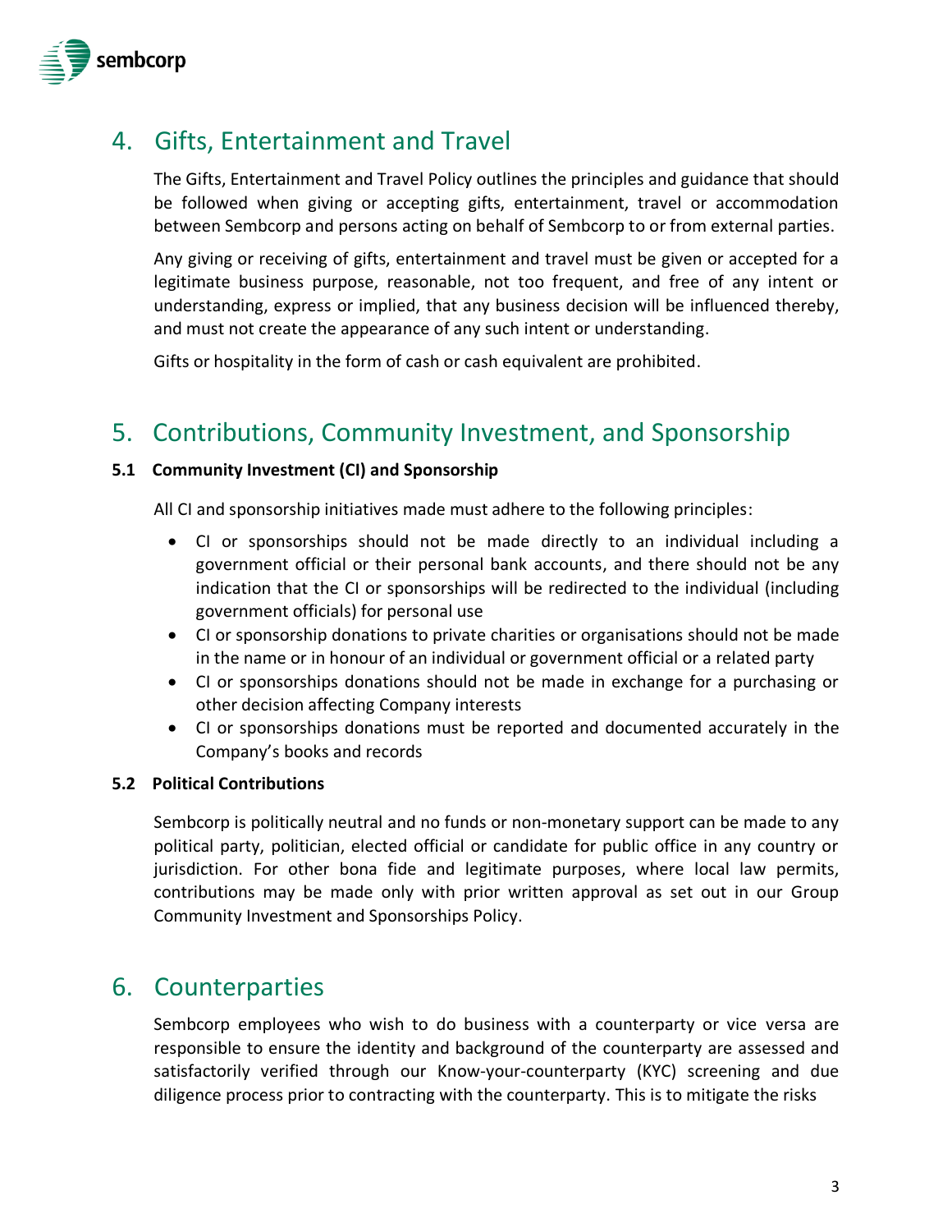## 4. Gifts, Entertainment and Travel

The Gifts, Entertainment and Travel Policy outlines the principles and guidance that should be followed when giving or accepting gifts, entertainment, travel or accommodation between Sembcorp and persons acting on behalf of Sembcorp to or from external parties.

Any giving or receiving of gifts, entertainment and travel must be given or accepted for a legitimate business purpose, reasonable, not too frequent, and free of any intent or understanding, express or implied, that any business decision will be influenced thereby, and must not create the appearance of any such intent or understanding.

Gifts or hospitality in the form of cash or cash equivalent are prohibited.

## 5. Contributions, Community Investment, and Sponsorship

### 5.1 Community Investment (CI) and Sponsorship

All CI and sponsorship initiatives made must adhere to the following principles:

- CI or sponsorships should not be made directly to an individual including a government official or their personal bank accounts, and there should not be any indication that the CI or sponsorships will be redirected to the individual (including government officials) for personal use
- CI or sponsorship donations to private charities or organisations should not be made in the name or in honour of an individual or government official or a related party
- CI or sponsorships donations should not be made in exchange for a purchasing or other decision affecting Company interests
- CI or sponsorships donations must be reported and documented accurately in the Company's books and records

### 5.2 Political Contributions

Sembcorp is politically neutral and no funds or non-monetary support can be made to any political party, politician, elected official or candidate for public office in any country or jurisdiction. For other bona fide and legitimate purposes, where local law permits, contributions may be made only with prior written approval as set out in our Group Community Investment and Sponsorships Policy.

## 6. Counterparties

Sembcorp employees who wish to do business with a counterparty or vice versa are responsible to ensure the identity and background of the counterparty are assessed and satisfactorily verified through our Know-your-counterparty (KYC) screening and due diligence process prior to contracting with the counterparty. This is to mitigate the risks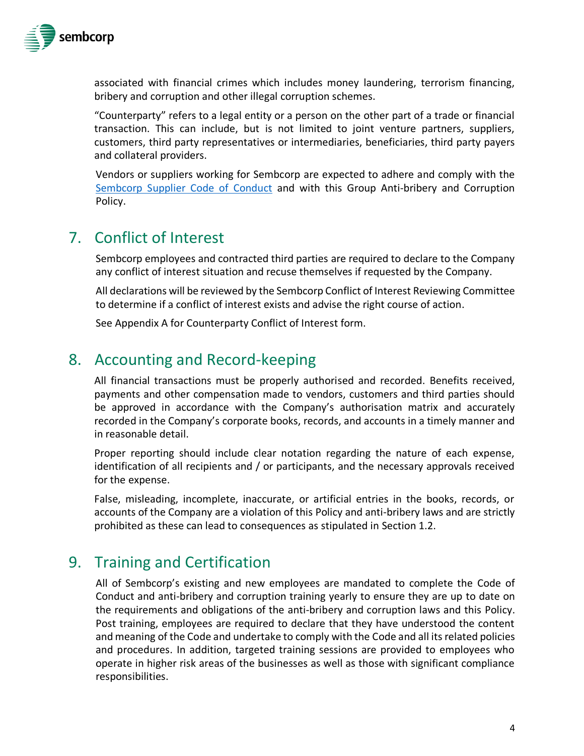associated with financial crimes which includes money laundering, terrorism financing, bribery and corruption and other illegal corruption schemes.

"Counterparty" refers to a legal entity or a person on the other part of a trade or financial transaction. This can include, but is not limited to joint venture partners, suppliers, customers, third party representatives or intermediaries, beneficiaries, third party payers and collateral providers.

Vendors or suppliers working for Sembcorp are expected to adhere and comply with the [Sembcorp Supplier Code of Conduct]() and with this Group Anti-bribery and Corruption Policy.

## 7. Conflict of Interest

Sembcorp employees and contracted third parties are required to declare to the Company any conflict of interest situation and recuse themselves if requested by the Company.

All declarations will be reviewed by the Sembcorp Conflict of Interest Reviewing Committee to determine if a conflict of interest exists and advise the right course of action.

See Appendix A for Counterparty Conflict of Interest form.

## 8. Accounting and Record-keeping

All financial transactions must be properly authorised and recorded. Benefits received, payments and other compensation made to vendors, customers and third parties should be approved in accordance with the Company's authorisation matrix and accurately recorded in the Company's corporate books, records, and accounts in a timely manner and in reasonable detail.

Proper reporting should include clear notation regarding the nature of each expense, identification of all recipients and / or participants, and the necessary approvals received for the expense.

False, misleading, incomplete, inaccurate, or artificial entries in the books, records, or accounts of the Company are a violation of this Policy and anti-bribery laws and are strictly prohibited as these can lead to consequences as stipulated in Section 1.2.

## 9. Training and Certification

All of Sembcorp's existing and new employees are mandated to complete the Code of Conduct and anti-bribery and corruption training yearly to ensure they are up to date on the requirements and obligations of the anti-bribery and corruption laws and this Policy. Post training, employees are required to declare that they have understood the content and meaning of the Code and undertake to comply with the Code and all its related policies and procedures. In addition, targeted training sessions are provided to employees who operate in higher risk areas of the businesses as well as those with significant compliance responsibilities.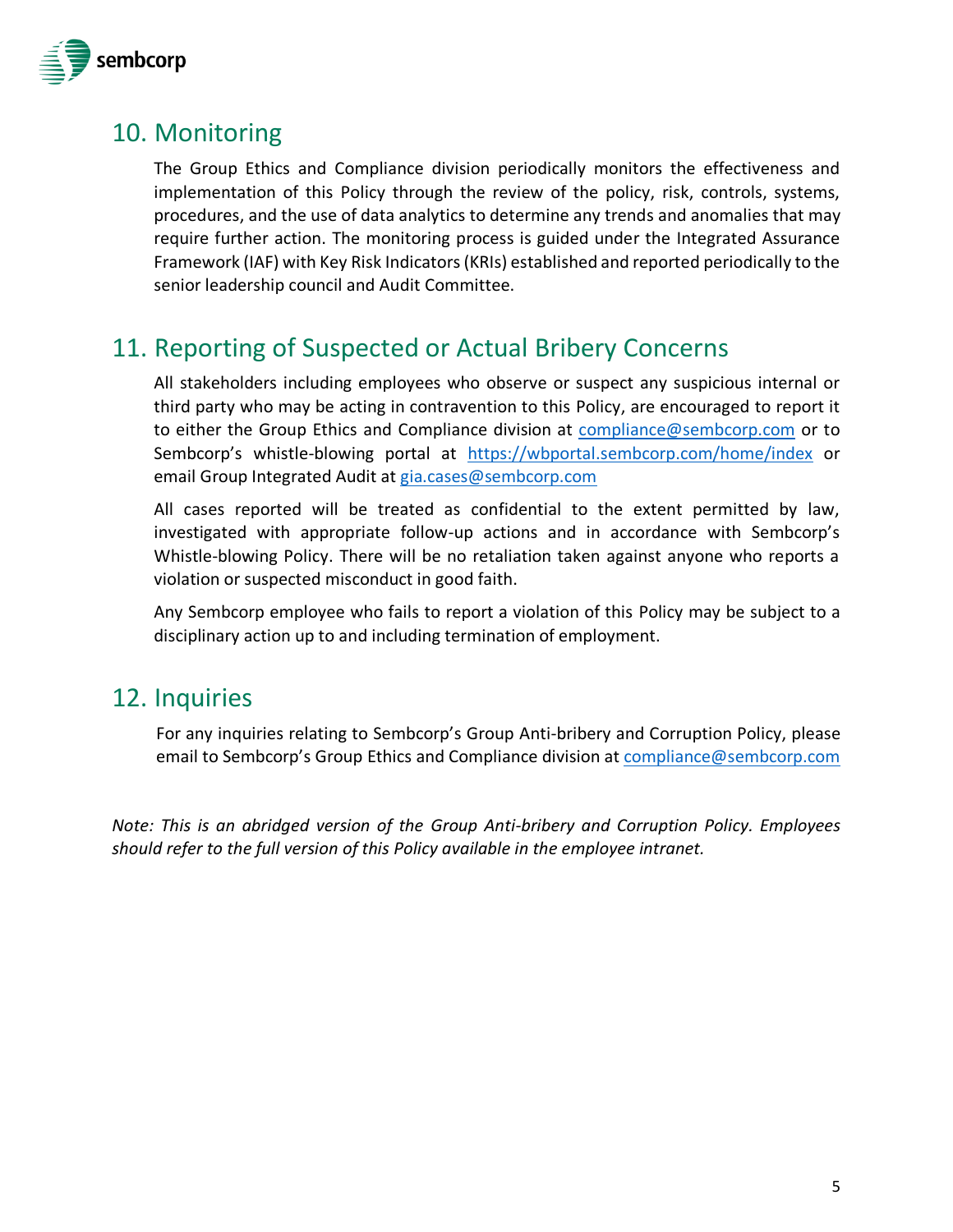## 10. Monitoring

The Group Ethics and Compliance division periodically monitors the effectiveness and implementation of this Policy through the review of the policy, risk, controls, systems, procedures, and the use of data analytics to determine any trends and anomalies that may require further action. The monitoring process is guided under the Integrated Assurance Framework (IAF) with Key Risk Indicators (KRIs) established and reported periodically to the senior leadership council and Audit Committee.

## 11. Reporting of Suspected or Actual Bribery Concerns

All stakeholders including employees who observe or suspect any suspicious internal or third party who may be acting in contravention to this Policy, are encouraged to report it to either the Group Ethics and Compliance division at compliance@sembcorp.com or to Sembcorp's whistle-blowing portal at https://wbportal.sembcorp.com/home/index or email Group Integrated Audit at gia.cases@sembcorp.com

All cases reported will be treated as confidential to the extent permitted by law, investigated with appropriate follow-up actions and in accordance with Sembcorp's Whistle-blowing Policy. There will be no retaliation taken against anyone who reports a violation or suspected misconduct in good faith.

Any Sembcorp employee who fails to report a violation of this Policy may be subject to a disciplinary action up to and including termination of employment.

## 12. Inquiries

For any inquiries relating to Sembcorp's Group Anti-bribery and Corruption Policy, please email to Sembcorp's Group Ethics and Compliance division at compliance@sembcorp.com

*Note: This is an abridged version of the Group Anti-bribery and Corruption Policy. Employees should refer to the full version of this Policy available in the employee intranet.*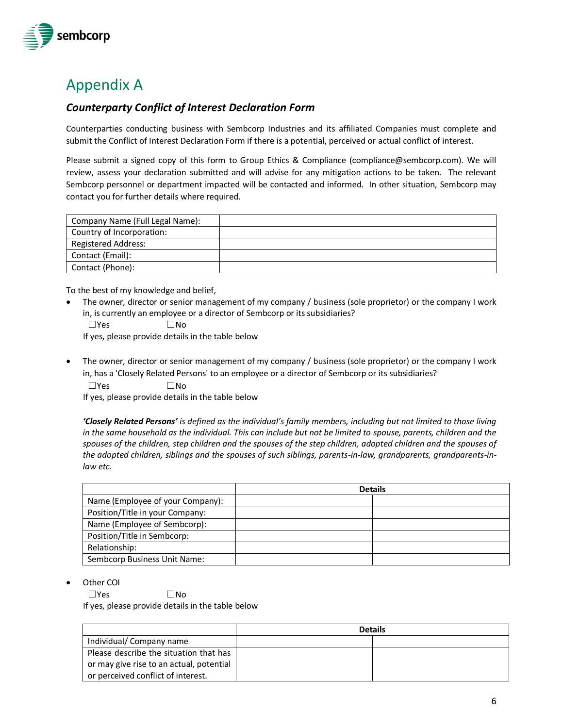# Appendix A

### *Counterparty Conflict of Interest Declaration Form*

Counterparties conducting business with Sembcorp Industries and its affiliated Companies must complete and submit the Conflict of Interest Declaration Form if there is a potential, perceived or actual conflict of interest.

Please submit a signed copy of this form to Group Ethics & Compliance (compliance@sembcorp.com). We will review, assess your declaration submitted and will advise for any mitigation actions to be taken. The relevant Sembcorp personnel or department impacted will be contacted and informed. In other situation, Sembcorp may contact you for further details where required.

| | |
|---|---|
| Company Name (Full Legal Name): | |
| Country of Incorporation: | |
| Registered Address: | |
| Contact (Email): | |
| Contact (Phone): | |

To the best of my knowledge and belief,

- The owner, director or senior management of my company / business (sole proprietor) or the company I work in, is currently an employee or a director of Sembcorp or its subsidiaries?

  ☐Yes ☐No

  If yes, please provide details in the table below

- The owner, director or senior management of my company / business (sole proprietor) or the company I work in, has a 'Closely Related Persons' to an employee or a director of Sembcorp or its subsidiaries?

  ☐Yes ☐No

  If yes, please provide details in the table below

  ***'Closely Related Persons'*** *is defined as the individual's family members, including but not limited to those living in the same household as the individual. This can include but not be limited to spouse, parents, children and the spouses of the children, step children and the spouses of the step children, adopted children and the spouses of the adopted children, siblings and the spouses of such siblings, parents-in-law, grandparents, grandparents-in-law etc.*

| | Details | |
|---|---|---|
| Name (Employee of your Company): | | |
| Position/Title in your Company: | | |
| Name (Employee of Sembcorp): | | |
| Position/Title in Sembcorp: | | |
| Relationship: | | |
| Sembcorp Business Unit Name: | | |

- Other COI

  ☐Yes ☐No

  If yes, please provide details in the table below

| | Details | |
|---|---|---|
| Individual/ Company name | | |
| Please describe the situation that has or may give rise to an actual, potential or perceived conflict of interest. | | |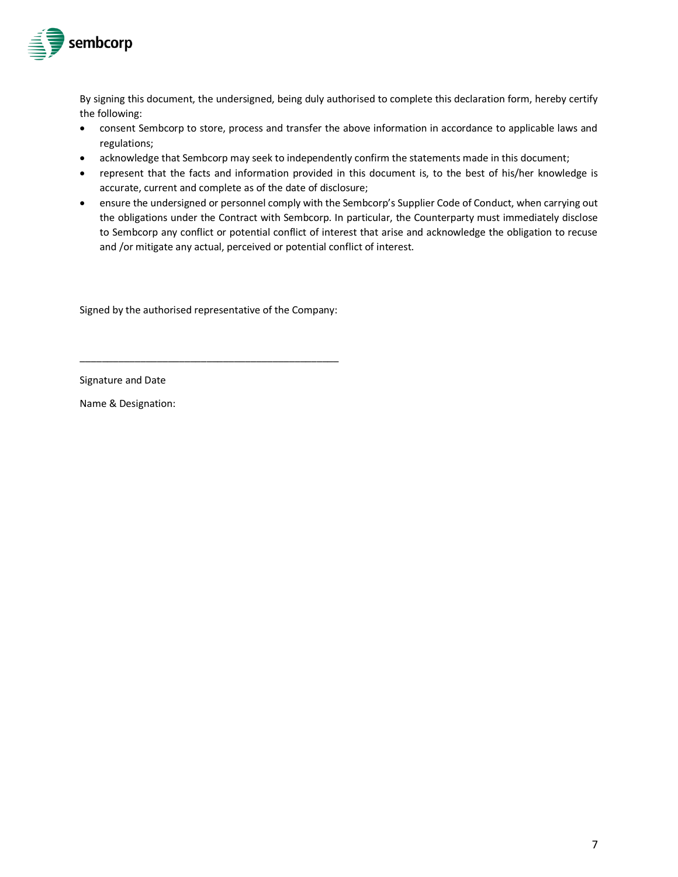By signing this document, the undersigned, being duly authorised to complete this declaration form, hereby certify the following:

- consent Sembcorp to store, process and transfer the above information in accordance to applicable laws and regulations;
- acknowledge that Sembcorp may seek to independently confirm the statements made in this document;
- represent that the facts and information provided in this document is, to the best of his/her knowledge is accurate, current and complete as of the date of disclosure;
- ensure the undersigned or personnel comply with the Sembcorp's Supplier Code of Conduct, when carrying out the obligations under the Contract with Sembcorp. In particular, the Counterparty must immediately disclose to Sembcorp any conflict or potential conflict of interest that arise and acknowledge the obligation to recuse and /or mitigate any actual, perceived or potential conflict of interest.

Signed by the authorised representative of the Company:

_______________________________________________

Signature and Date

Name & Designation: